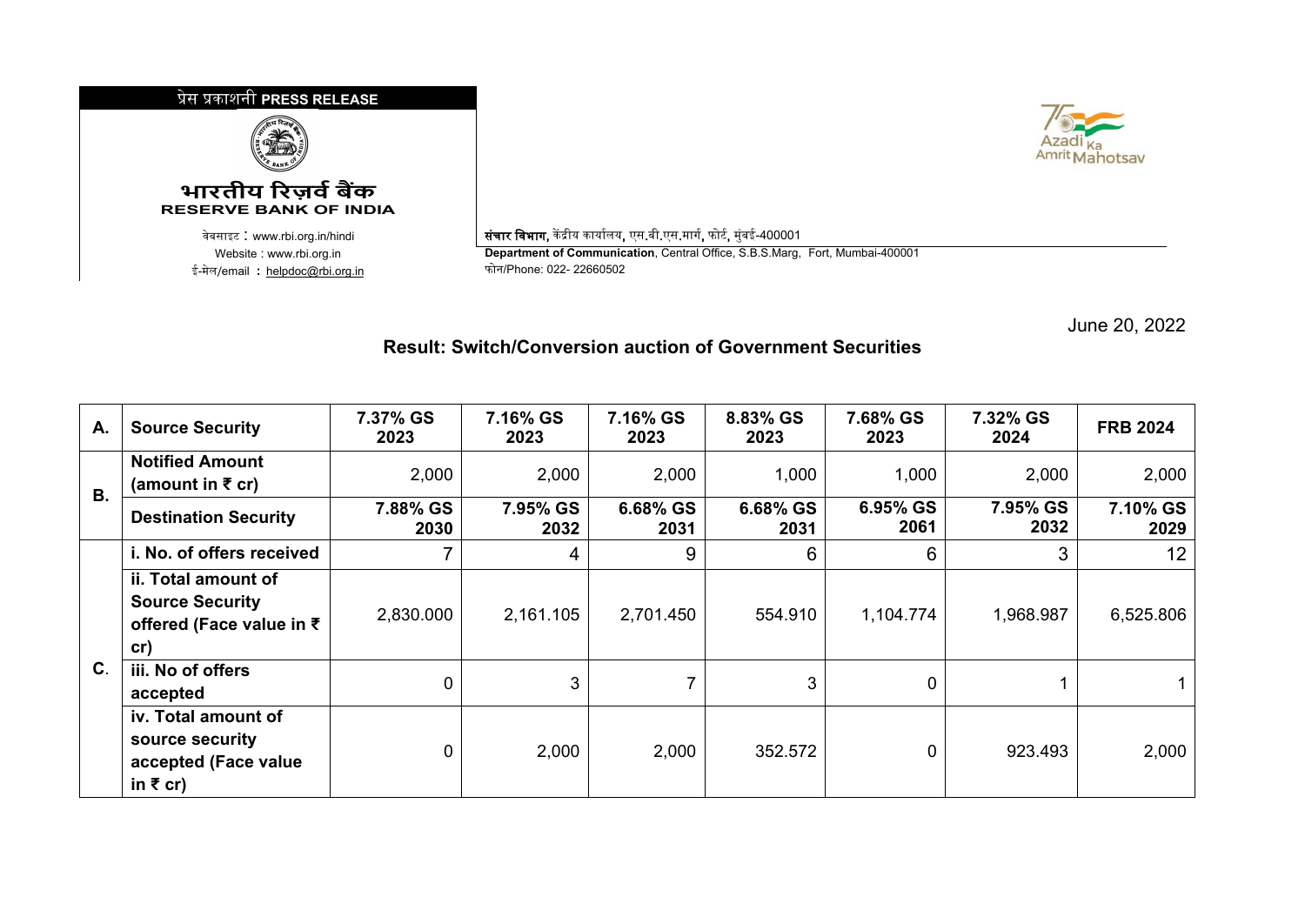प्रेस प्रकाशनी **PRESS RELEASE**

**भारतीय रिज़र्व बैंक**
**RESERVE BANK OF INDIA**

वेबसाइट : www.rbi.org.in/hindi
Website : www.rbi.org.in
ई-मेल/email : helpdoc@rbi.org.in

**संचार विभाग**, केंद्रीय कार्यालय, एस.बी.एस.मार्ग, फोर्ट, मुंबई-400001
**Department of Communication**, Central Office, S.B.S.Marg, Fort, Mumbai-400001
फोन/Phone: 022- 22660502

June 20, 2022

## Result: Switch/Conversion auction of Government Securities

| | | | | | | | | |
|---|---|---|---|---|---|---|---|---|
| **A.** | **Source Security** | **7.37% GS 2023** | **7.16% GS 2023** | **7.16% GS 2023** | **8.83% GS 2023** | **7.68% GS 2023** | **7.32% GS 2024** | **FRB 2024** |
| **B.** | **Notified Amount (amount in ₹ cr)** | 2,000 | 2,000 | 2,000 | 1,000 | 1,000 | 2,000 | 2,000 |
| | **Destination Security** | **7.88% GS 2030** | **7.95% GS 2032** | **6.68% GS 2031** | **6.68% GS 2031** | **6.95% GS 2061** | **7.95% GS 2032** | **7.10% GS 2029** |
| **C.** | **i. No. of offers received** | 7 | 4 | 9 | 6 | 6 | 3 | 12 |
| | **ii. Total amount of Source Security offered (Face value in ₹ cr)** | 2,830.000 | 2,161.105 | 2,701.450 | 554.910 | 1,104.774 | 1,968.987 | 6,525.806 |
| | **iii. No of offers accepted** | 0 | 3 | 7 | 3 | 0 | 1 | 1 |
| | **iv. Total amount of source security accepted (Face value in ₹ cr)** | 0 | 2,000 | 2,000 | 352.572 | 0 | 923.493 | 2,000 |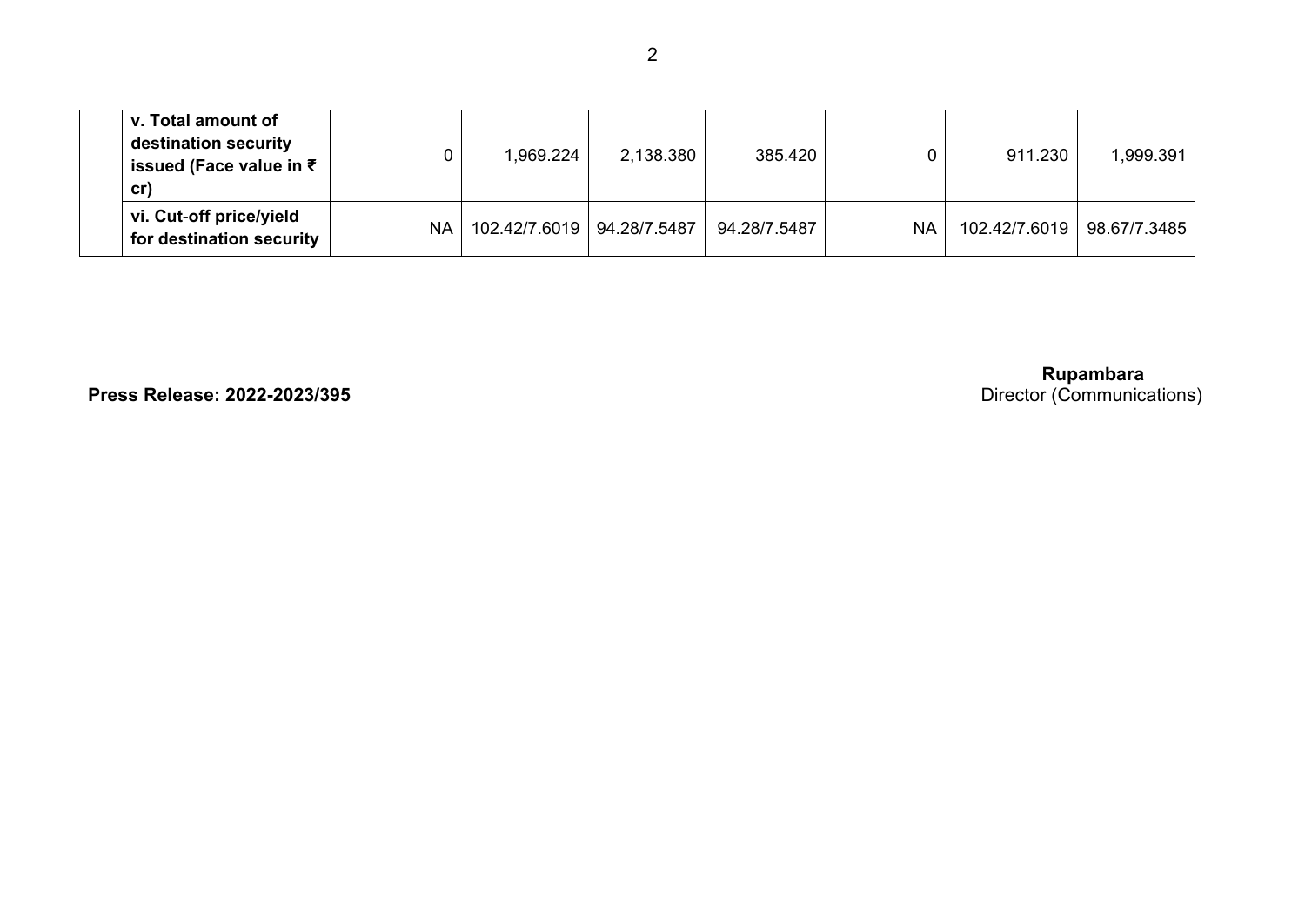| | | | | | | | | |
|---|---|---|---|---|---|---|---|---|
| | v. Total amount of destination security issued (Face value in ₹ cr) | 0 | 1,969.224 | 2,138.380 | 385.420 | 0 | 911.230 | 1,999.391 |
| | vi. Cut-off price/yield for destination security | NA | 102.42/7.6019 | 94.28/7.5487 | 94.28/7.5487 | NA | 102.42/7.6019 | 98.67/7.3485 |

**Press Release: 2022-2023/395**

**Rupambara**
Director (Communications)